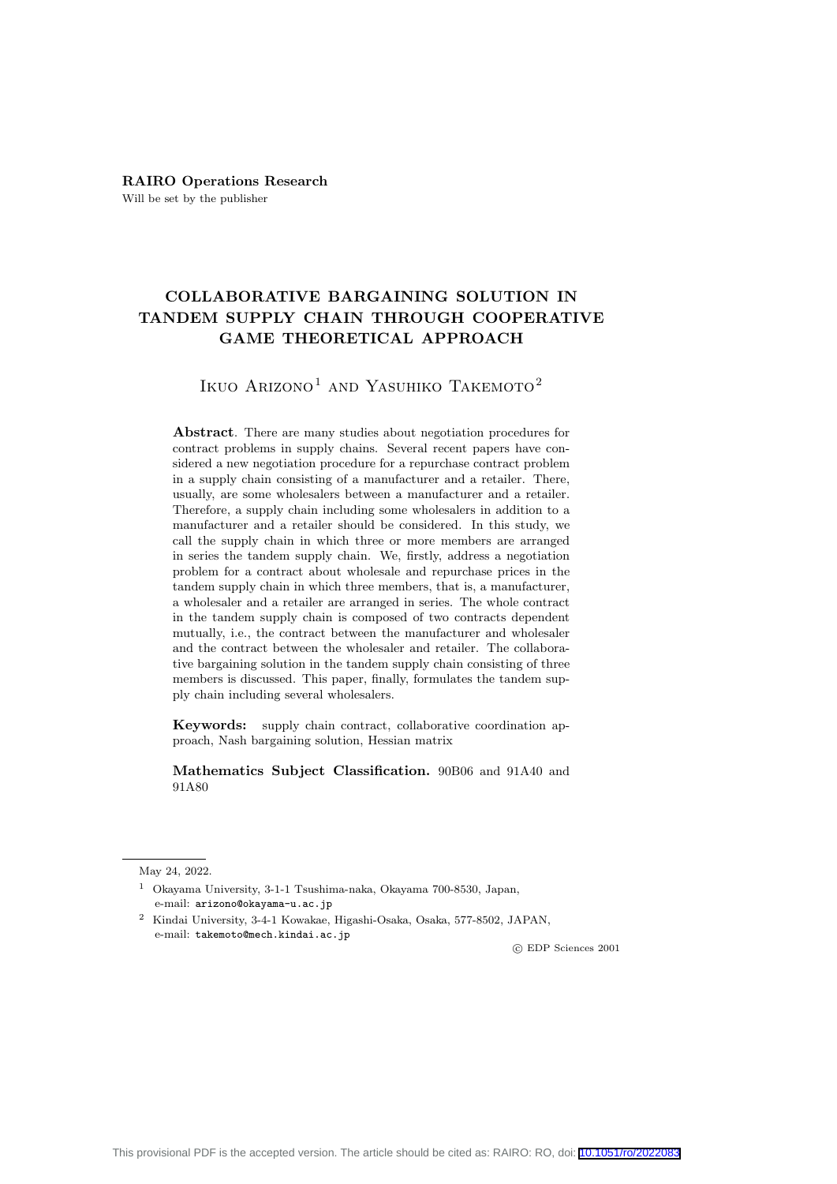**RAIRO Operations Research**

Will be set by the publisher

# COLLABORATIVE BARGAINING SOLUTION IN TANDEM SUPPLY CHAIN THROUGH COOPERATIVE GAME THEORETICAL APPROACH

Ikuo Arizono[1] and Yasuhiko Takemoto[2]

**Abstract**. There are many studies about negotiation procedures for contract problems in supply chains. Several recent papers have considered a new negotiation procedure for a repurchase contract problem in a supply chain consisting of a manufacturer and a retailer. There, usually, are some wholesalers between a manufacturer and a retailer. Therefore, a supply chain including some wholesalers in addition to a manufacturer and a retailer should be considered. In this study, we call the supply chain in which three or more members are arranged in series the tandem supply chain. We, firstly, address a negotiation problem for a contract about wholesale and repurchase prices in the tandem supply chain in which three members, that is, a manufacturer, a wholesaler and a retailer are arranged in series. The whole contract in the tandem supply chain is composed of two contracts dependent mutually, i.e., the contract between the manufacturer and wholesaler and the contract between the wholesaler and retailer. The collaborative bargaining solution in the tandem supply chain consisting of three members is discussed. This paper, finally, formulates the tandem supply chain including several wholesalers.

**Keywords:** supply chain contract, collaborative coordination approach, Nash bargaining solution, Hessian matrix

**Mathematics Subject Classification.** 90B06 and 91A40 and 91A80

---

May 24, 2022.

[1] Okayama University, 3-1-1 Tsushima-naka, Okayama 700-8530, Japan, e-mail: arizono@okayama-u.ac.jp

[2] Kindai University, 3-4-1 Kowakae, Higashi-Osaka, Osaka, 577-8502, JAPAN, e-mail: takemoto@mech.kindai.ac.jp

© EDP Sciences 2001

This provisional PDF is the accepted version. The article should be cited as: RAIRO: RO, doi: 10.1051/ro/2022083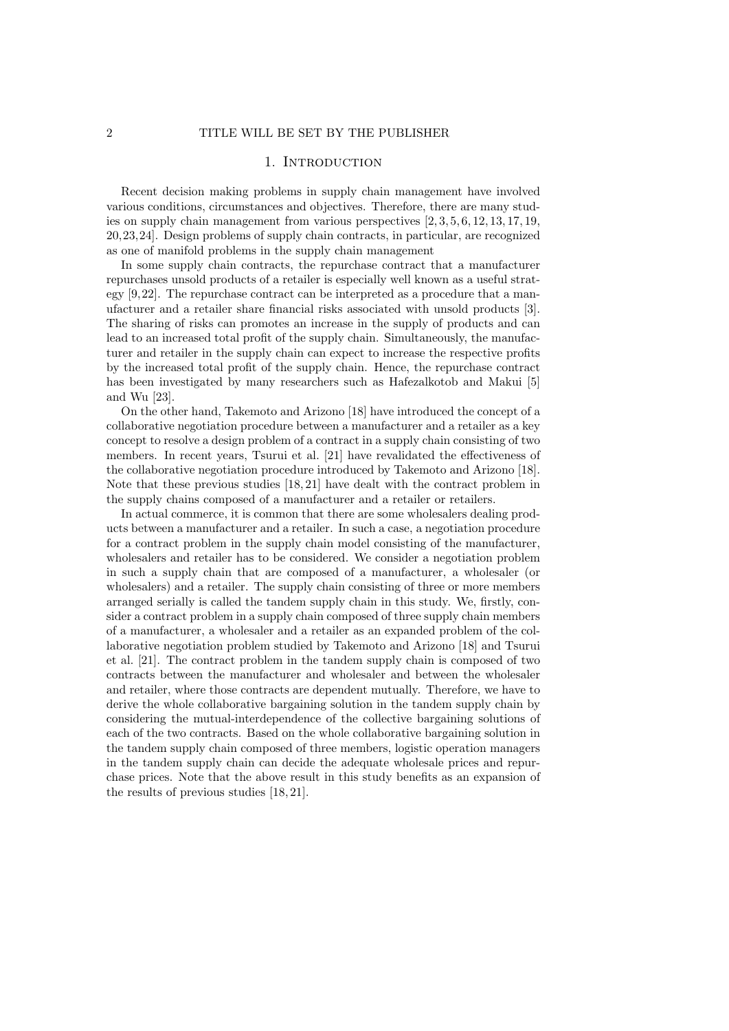# 1. Introduction

Recent decision making problems in supply chain management have involved various conditions, circumstances and objectives. Therefore, there are many studies on supply chain management from various perspectives [2, 3, 5, 6, 12, 13, 17, 19, 20, 23, 24]. Design problems of supply chain contracts, in particular, are recognized as one of manifold problems in the supply chain management

In some supply chain contracts, the repurchase contract that a manufacturer repurchases unsold products of a retailer is especially well known as a useful strategy [9, 22]. The repurchase contract can be interpreted as a procedure that a manufacturer and a retailer share financial risks associated with unsold products [3]. The sharing of risks can promotes an increase in the supply of products and can lead to an increased total profit of the supply chain. Simultaneously, the manufacturer and retailer in the supply chain can expect to increase the respective profits by the increased total profit of the supply chain. Hence, the repurchase contract has been investigated by many researchers such as Hafezalkotob and Makui [5] and Wu [23].

On the other hand, Takemoto and Arizono [18] have introduced the concept of a collaborative negotiation procedure between a manufacturer and a retailer as a key concept to resolve a design problem of a contract in a supply chain consisting of two members. In recent years, Tsurui et al. [21] have revalidated the effectiveness of the collaborative negotiation procedure introduced by Takemoto and Arizono [18]. Note that these previous studies [18, 21] have dealt with the contract problem in the supply chains composed of a manufacturer and a retailer or retailers.

In actual commerce, it is common that there are some wholesalers dealing products between a manufacturer and a retailer. In such a case, a negotiation procedure for a contract problem in the supply chain model consisting of the manufacturer, wholesalers and retailer has to be considered. We consider a negotiation problem in such a supply chain that are composed of a manufacturer, a wholesaler (or wholesalers) and a retailer. The supply chain consisting of three or more members arranged serially is called the tandem supply chain in this study. We, firstly, consider a contract problem in a supply chain composed of three supply chain members of a manufacturer, a wholesaler and a retailer as an expanded problem of the collaborative negotiation problem studied by Takemoto and Arizono [18] and Tsurui et al. [21]. The contract problem in the tandem supply chain is composed of two contracts between the manufacturer and wholesaler and between the wholesaler and retailer, where those contracts are dependent mutually. Therefore, we have to derive the whole collaborative bargaining solution in the tandem supply chain by considering the mutual-interdependence of the collective bargaining solutions of each of the two contracts. Based on the whole collaborative bargaining solution in the tandem supply chain composed of three members, logistic operation managers in the tandem supply chain can decide the adequate wholesale prices and repurchase prices. Note that the above result in this study benefits as an expansion of the results of previous studies [18, 21].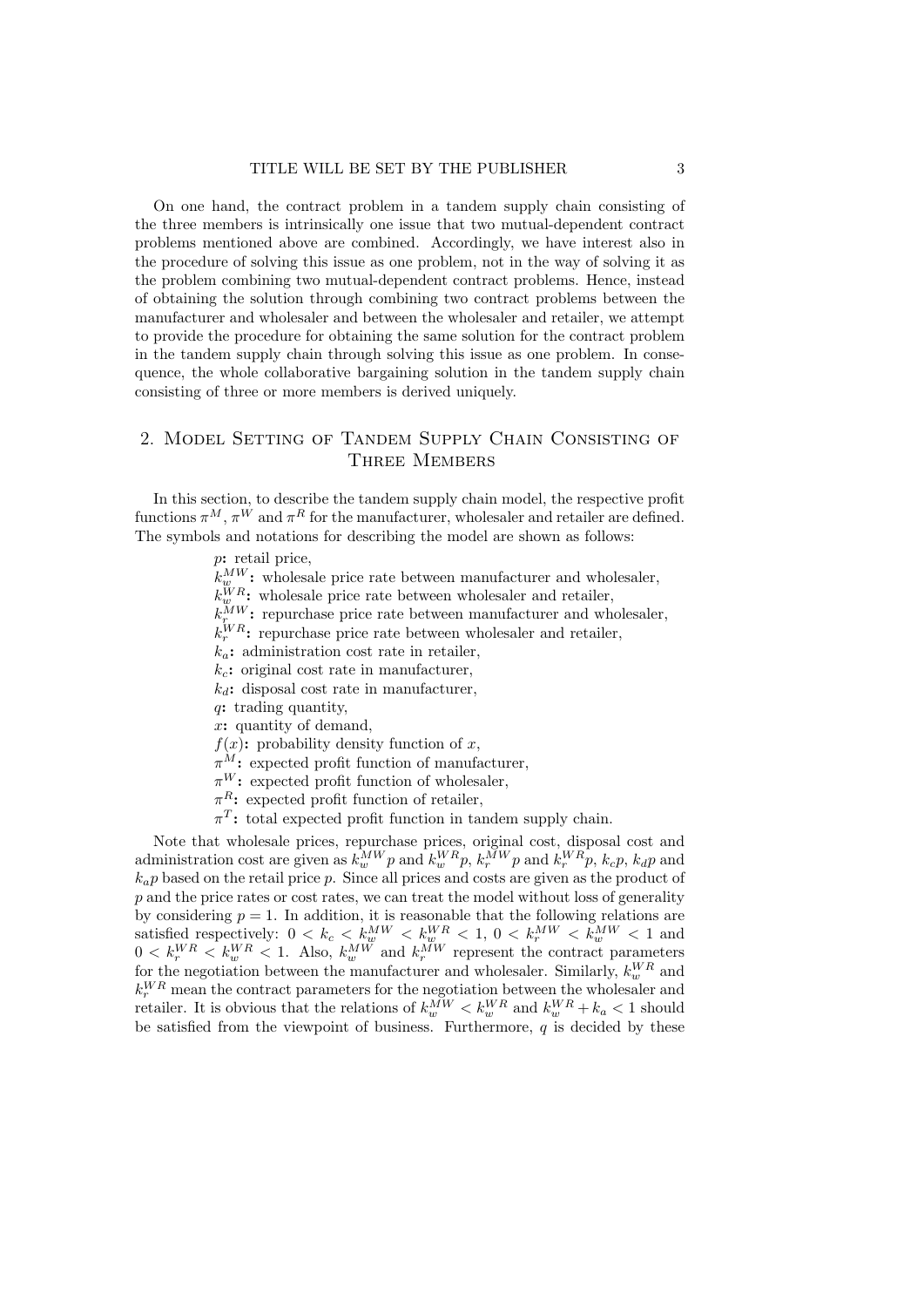On one hand, the contract problem in a tandem supply chain consisting of the three members is intrinsically one issue that two mutual-dependent contract problems mentioned above are combined. Accordingly, we have interest also in the procedure of solving this issue as one problem, not in the way of solving it as the problem combining two mutual-dependent contract problems. Hence, instead of obtaining the solution through combining two contract problems between the manufacturer and wholesaler and between the wholesaler and retailer, we attempt to provide the procedure for obtaining the same solution for the contract problem in the tandem supply chain through solving this issue as one problem. In consequence, the whole collaborative bargaining solution in the tandem supply chain consisting of three or more members is derived uniquely.

## 2. Model Setting of Tandem Supply Chain Consisting of Three Members

In this section, to describe the tandem supply chain model, the respective profit functions $\pi^M$, $\pi^W$ and $\pi^R$ for the manufacturer, wholesaler and retailer are defined. The symbols and notations for describing the model are shown as follows:

- $p$**:** retail price,
- $k_w^{MW}$**:** wholesale price rate between manufacturer and wholesaler,
- $k_w^{WR}$**:** wholesale price rate between wholesaler and retailer,
- $k_r^{MW}$**:** repurchase price rate between manufacturer and wholesaler,
- $k_r^{WR}$**:** repurchase price rate between wholesaler and retailer,
- $k_a$**:** administration cost rate in retailer,
- $k_c$**:** original cost rate in manufacturer,
- $k_d$**:** disposal cost rate in manufacturer,
- $q$**:** trading quantity,
- $x$**:** quantity of demand,
- $f(x)$**:** probability density function of $x$,
- $\pi^M$**:** expected profit function of manufacturer,
- $\pi^W$**:** expected profit function of wholesaler,
- $\pi^R$**:** expected profit function of retailer,
- $\pi^T$**:** total expected profit function in tandem supply chain.

Note that wholesale prices, repurchase prices, original cost, disposal cost and administration cost are given as $k_w^{MW}p$ and $k_w^{WR}p$, $k_r^{MW}p$ and $k_r^{WR}p$, $k_cp$, $k_dp$ and $k_ap$ based on the retail price $p$. Since all prices and costs are given as the product of $p$ and the price rates or cost rates, we can treat the model without loss of generality by considering $p = 1$. In addition, it is reasonable that the following relations are satisfied respectively: $0 < k_c < k_w^{MW} < k_w^{WR} < 1$, $0 < k_r^{MW} < k_w^{MW} < 1$ and $0 < k_r^{WR} < k_w^{WR} < 1$. Also, $k_w^{MW}$ and $k_r^{MW}$ represent the contract parameters for the negotiation between the manufacturer and wholesaler. Similarly, $k_w^{WR}$ and $k_r^{WR}$ mean the contract parameters for the negotiation between the wholesaler and retailer. It is obvious that the relations of $k_w^{MW} < k_w^{WR}$ and $k_w^{WR} + k_a < 1$ should be satisfied from the viewpoint of business. Furthermore, $q$ is decided by these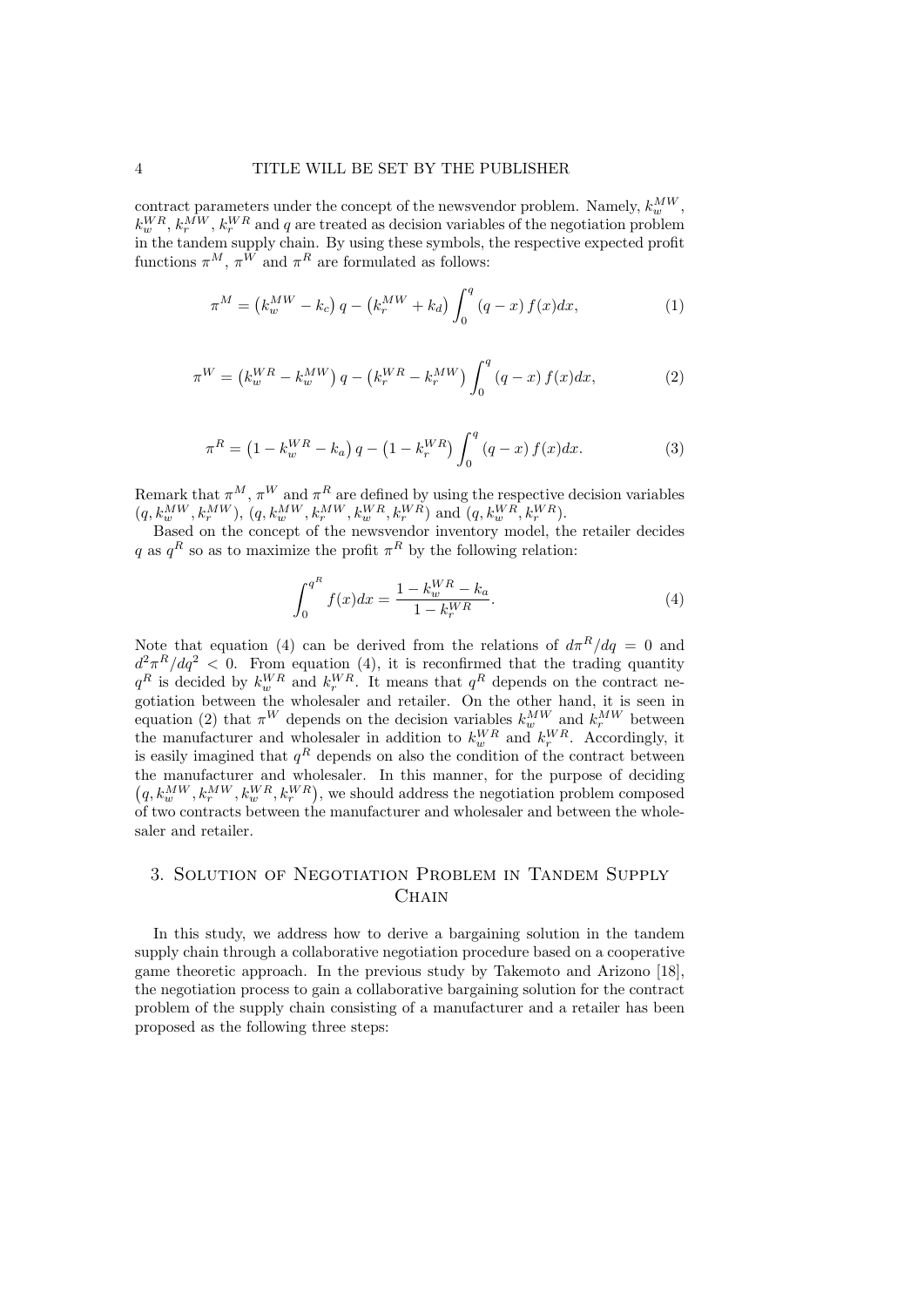contract parameters under the concept of the newsvendor problem. Namely, $k_w^{MW}$, $k_w^{WR}$, $k_r^{MW}$, $k_r^{WR}$ and $q$ are treated as decision variables of the negotiation problem in the tandem supply chain. By using these symbols, the respective expected profit functions $\pi^M$, $\pi^W$ and $\pi^R$ are formulated as follows:

$$\pi^M = \left(k_w^{MW} - k_c\right) q - \left(k_r^{MW} + k_d\right) \int_0^q (q - x)\, f(x) dx, \tag{1}$$

$$\pi^W = \left(k_w^{WR} - k_w^{MW}\right) q - \left(k_r^{WR} - k_r^{MW}\right) \int_0^q (q - x)\, f(x) dx, \tag{2}$$

$$\pi^R = \left(1 - k_w^{WR} - k_a\right) q - \left(1 - k_r^{WR}\right) \int_0^q (q - x)\, f(x) dx. \tag{3}$$

Remark that $\pi^M$, $\pi^W$ and $\pi^R$ are defined by using the respective decision variables $(q, k_w^{MW}, k_r^{MW})$, $(q, k_w^{MW}, k_r^{MW}, k_w^{WR}, k_r^{WR})$ and $(q, k_w^{WR}, k_r^{WR})$.

Based on the concept of the newsvendor inventory model, the retailer decides $q$ as $q^R$ so as to maximize the profit $\pi^R$ by the following relation:

$$\int_0^{q^R} f(x) dx = \frac{1 - k_w^{WR} - k_a}{1 - k_r^{WR}}. \tag{4}$$

Note that equation (4) can be derived from the relations of $d\pi^R/dq = 0$ and $d^2\pi^R/dq^2 < 0$. From equation (4), it is reconfirmed that the trading quantity $q^R$ is decided by $k_w^{WR}$ and $k_r^{WR}$. It means that $q^R$ depends on the contract negotiation between the wholesaler and retailer. On the other hand, it is seen in equation (2) that $\pi^W$ depends on the decision variables $k_w^{MW}$ and $k_r^{MW}$ between the manufacturer and wholesaler in addition to $k_w^{WR}$ and $k_r^{WR}$. Accordingly, it is easily imagined that $q^R$ depends on also the condition of the contract between the manufacturer and wholesaler. In this manner, for the purpose of deciding $\left(q, k_w^{MW}, k_r^{MW}, k_w^{WR}, k_r^{WR}\right)$, we should address the negotiation problem composed of two contracts between the manufacturer and wholesaler and between the wholesaler and retailer.

## 3. Solution of Negotiation Problem in Tandem Supply Chain

In this study, we address how to derive a bargaining solution in the tandem supply chain through a collaborative negotiation procedure based on a cooperative game theoretic approach. In the previous study by Takemoto and Arizono [18], the negotiation process to gain a collaborative bargaining solution for the contract problem of the supply chain consisting of a manufacturer and a retailer has been proposed as the following three steps: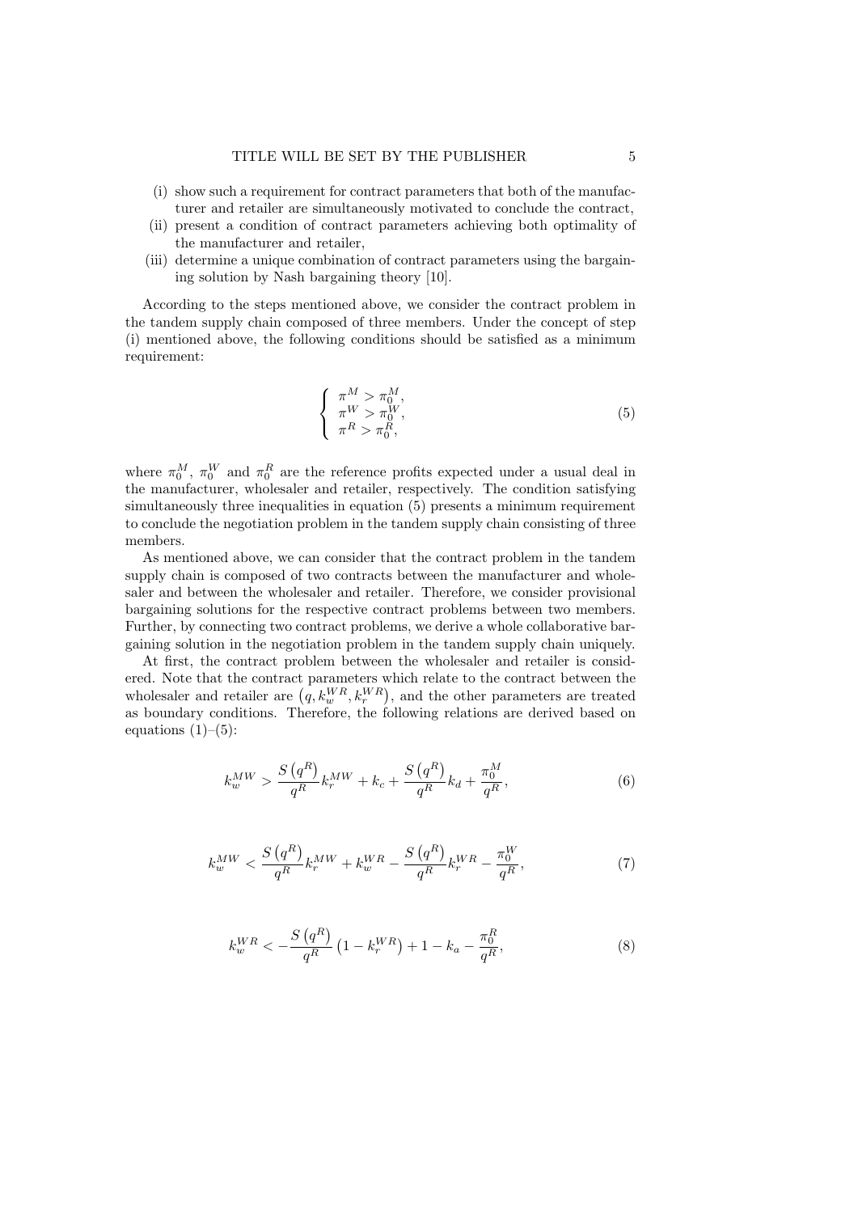(i) show such a requirement for contract parameters that both of the manufacturer and retailer are simultaneously motivated to conclude the contract,
(ii) present a condition of contract parameters achieving both optimality of the manufacturer and retailer,
(iii) determine a unique combination of contract parameters using the bargaining solution by Nash bargaining theory [10].

According to the steps mentioned above, we consider the contract problem in the tandem supply chain composed of three members. Under the concept of step (i) mentioned above, the following conditions should be satisfied as a minimum requirement:

$$\begin{cases} \pi^M > \pi_0^M, \\ \pi^W > \pi_0^W, \\ \pi^R > \pi_0^R, \end{cases} \tag{5}$$

where $\pi_0^M$, $\pi_0^W$ and $\pi_0^R$ are the reference profits expected under a usual deal in the manufacturer, wholesaler and retailer, respectively. The condition satisfying simultaneously three inequalities in equation (5) presents a minimum requirement to conclude the negotiation problem in the tandem supply chain consisting of three members.

As mentioned above, we can consider that the contract problem in the tandem supply chain is composed of two contracts between the manufacturer and wholesaler and between the wholesaler and retailer. Therefore, we consider provisional bargaining solutions for the respective contract problems between two members. Further, by connecting two contract problems, we derive a whole collaborative bargaining solution in the negotiation problem in the tandem supply chain uniquely.

At first, the contract problem between the wholesaler and retailer is considered. Note that the contract parameters which relate to the contract between the wholesaler and retailer are $\left(q, k_w^{WR}, k_r^{WR}\right)$, and the other parameters are treated as boundary conditions. Therefore, the following relations are derived based on equations (1)–(5):

$$k_w^{MW} > \frac{S\left(q^R\right)}{q^R} k_r^{MW} + k_c + \frac{S\left(q^R\right)}{q^R} k_d + \frac{\pi_0^M}{q^R}, \tag{6}$$

$$k_w^{MW} < \frac{S\left(q^R\right)}{q^R} k_r^{MW} + k_w^{WR} - \frac{S\left(q^R\right)}{q^R} k_r^{WR} - \frac{\pi_0^W}{q^R}, \tag{7}$$

$$k_w^{WR} < -\frac{S\left(q^R\right)}{q^R}\left(1 - k_r^{WR}\right) + 1 - k_a - \frac{\pi_0^R}{q^R}, \tag{8}$$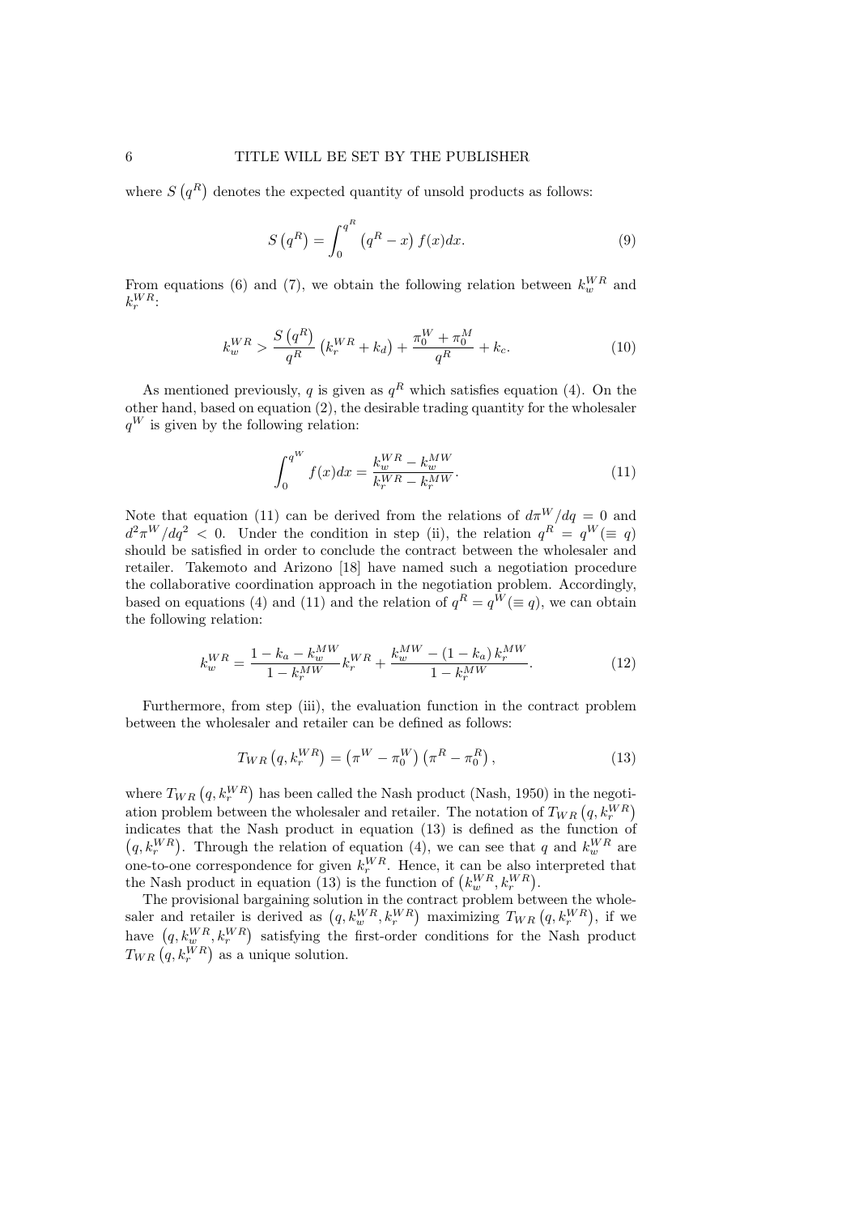where $S\left(q^{R}\right)$ denotes the expected quantity of unsold products as follows:

$$S\left(q^{R}\right)=\int_{0}^{q^{R}}\left(q^{R}-x\right) f(x) dx. \tag{9}$$

From equations (6) and (7), we obtain the following relation between $k_w^{WR}$ and $k_r^{WR}$:

$$k_w^{WR}>\frac{S\left(q^{R}\right)}{q^{R}}\left(k_r^{WR}+k_d\right)+\frac{\pi_0^W+\pi_0^M}{q^{R}}+k_c. \tag{10}$$

As mentioned previously, $q$ is given as $q^R$ which satisfies equation (4). On the other hand, based on equation (2), the desirable trading quantity for the wholesaler $q^W$ is given by the following relation:

$$\int_{0}^{q^{W}} f(x) dx=\frac{k_w^{WR}-k_w^{MW}}{k_r^{WR}-k_r^{MW}}. \tag{11}$$

Note that equation (11) can be derived from the relations of $d\pi^W/dq=0$ and $d^2\pi^W/dq^2<0$. Under the condition in step (ii), the relation $q^R=q^W(\equiv q)$ should be satisfied in order to conclude the contract between the wholesaler and retailer. Takemoto and Arizono [18] have named such a negotiation procedure the collaborative coordination approach in the negotiation problem. Accordingly, based on equations (4) and (11) and the relation of $q^R=q^W(\equiv q)$, we can obtain the following relation:

$$k_w^{WR}=\frac{1-k_a-k_w^{MW}}{1-k_r^{MW}}k_r^{WR}+\frac{k_w^{MW}-\left(1-k_a\right)k_r^{MW}}{1-k_r^{MW}}. \tag{12}$$

Furthermore, from step (iii), the evaluation function in the contract problem between the wholesaler and retailer can be defined as follows:

$$T_{WR}\left(q,k_r^{WR}\right)=\left(\pi^W-\pi_0^W\right)\left(\pi^R-\pi_0^R\right), \tag{13}$$

where $T_{WR}\left(q,k_r^{WR}\right)$ has been called the Nash product (Nash, 1950) in the negotiation problem between the wholesaler and retailer. The notation of $T_{WR}\left(q,k_r^{WR}\right)$ indicates that the Nash product in equation (13) is defined as the function of $\left(q,k_r^{WR}\right)$. Through the relation of equation (4), we can see that $q$ and $k_w^{WR}$ are one-to-one correspondence for given $k_r^{WR}$. Hence, it can be also interpreted that the Nash product in equation (13) is the function of $\left(k_w^{WR},k_r^{WR}\right)$.

The provisional bargaining solution in the contract problem between the wholesaler and retailer is derived as $\left(q,k_w^{WR},k_r^{WR}\right)$ maximizing $T_{WR}\left(q,k_r^{WR}\right)$, if we have $\left(q,k_w^{WR},k_r^{WR}\right)$ satisfying the first-order conditions for the Nash product $T_{WR}\left(q,k_r^{WR}\right)$ as a unique solution.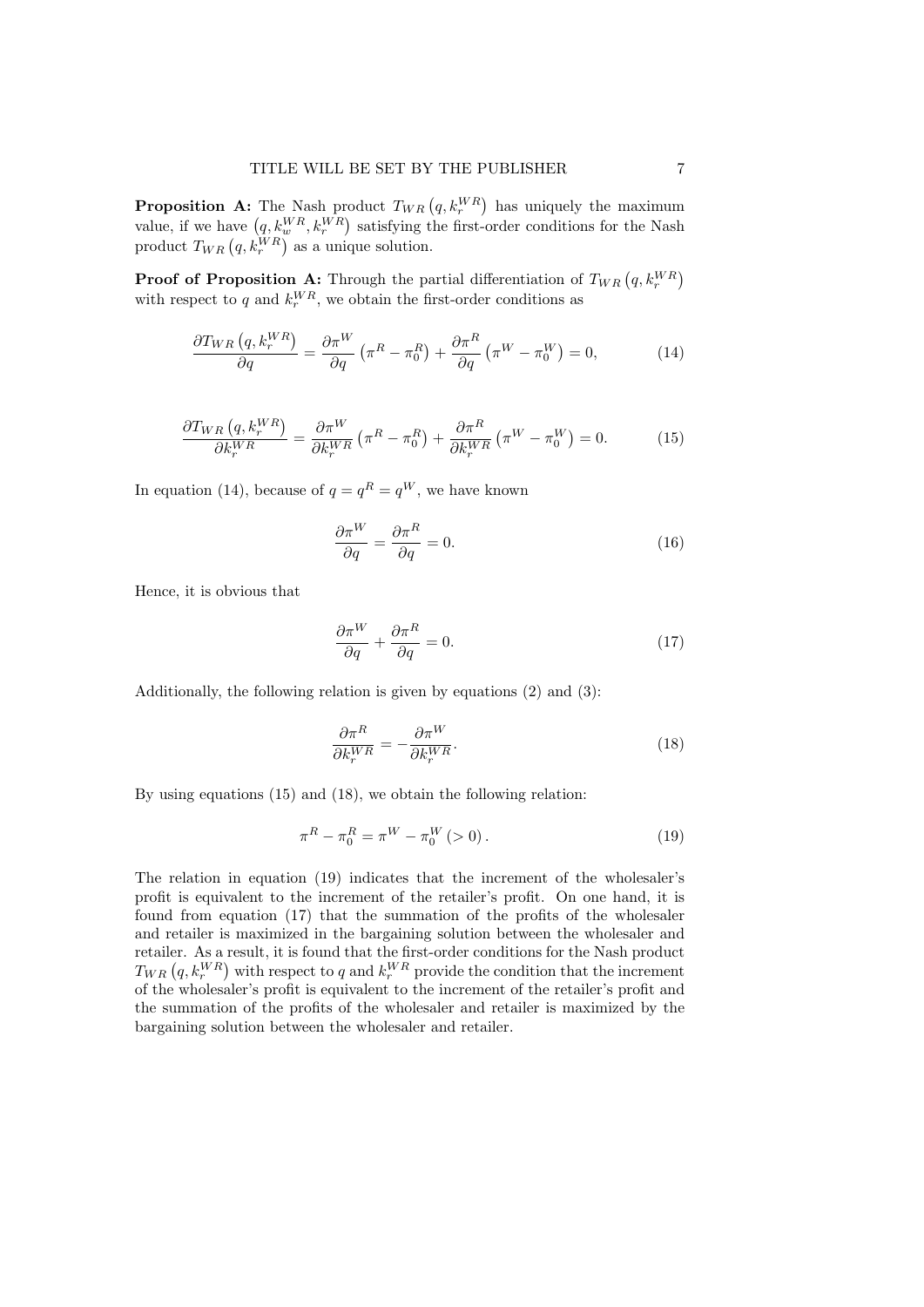**Proposition A:** The Nash product $T_{WR}\left(q, k_r^{WR}\right)$ has uniquely the maximum value, if we have $\left(q, k_w^{WR}, k_r^{WR}\right)$ satisfying the first-order conditions for the Nash product $T_{WR}\left(q, k_r^{WR}\right)$ as a unique solution.

**Proof of Proposition A:** Through the partial differentiation of $T_{WR}\left(q, k_r^{WR}\right)$ with respect to $q$ and $k_r^{WR}$, we obtain the first-order conditions as

$$\frac{\partial T_{WR}\left(q, k_r^{WR}\right)}{\partial q} = \frac{\partial \pi^W}{\partial q}\left(\pi^R - \pi_0^R\right) + \frac{\partial \pi^R}{\partial q}\left(\pi^W - \pi_0^W\right) = 0, \tag{14}$$

$$\frac{\partial T_{WR}\left(q, k_r^{WR}\right)}{\partial k_r^{WR}} = \frac{\partial \pi^W}{\partial k_r^{WR}}\left(\pi^R - \pi_0^R\right) + \frac{\partial \pi^R}{\partial k_r^{WR}}\left(\pi^W - \pi_0^W\right) = 0. \tag{15}$$

In equation (14), because of $q = q^R = q^W$, we have known

$$\frac{\partial \pi^W}{\partial q} = \frac{\partial \pi^R}{\partial q} = 0. \tag{16}$$

Hence, it is obvious that

$$\frac{\partial \pi^W}{\partial q} + \frac{\partial \pi^R}{\partial q} = 0. \tag{17}$$

Additionally, the following relation is given by equations (2) and (3):

$$\frac{\partial \pi^R}{\partial k_r^{WR}} = -\frac{\partial \pi^W}{\partial k_r^{WR}}. \tag{18}$$

By using equations (15) and (18), we obtain the following relation:

$$\pi^R - \pi_0^R = \pi^W - \pi_0^W \,(> 0). \tag{19}$$

The relation in equation (19) indicates that the increment of the wholesaler's profit is equivalent to the increment of the retailer's profit. On one hand, it is found from equation (17) that the summation of the profits of the wholesaler and retailer is maximized in the bargaining solution between the wholesaler and retailer. As a result, it is found that the first-order conditions for the Nash product $T_{WR}\left(q, k_r^{WR}\right)$ with respect to $q$ and $k_r^{WR}$ provide the condition that the increment of the wholesaler's profit is equivalent to the increment of the retailer's profit and the summation of the profits of the wholesaler and retailer is maximized by the bargaining solution between the wholesaler and retailer.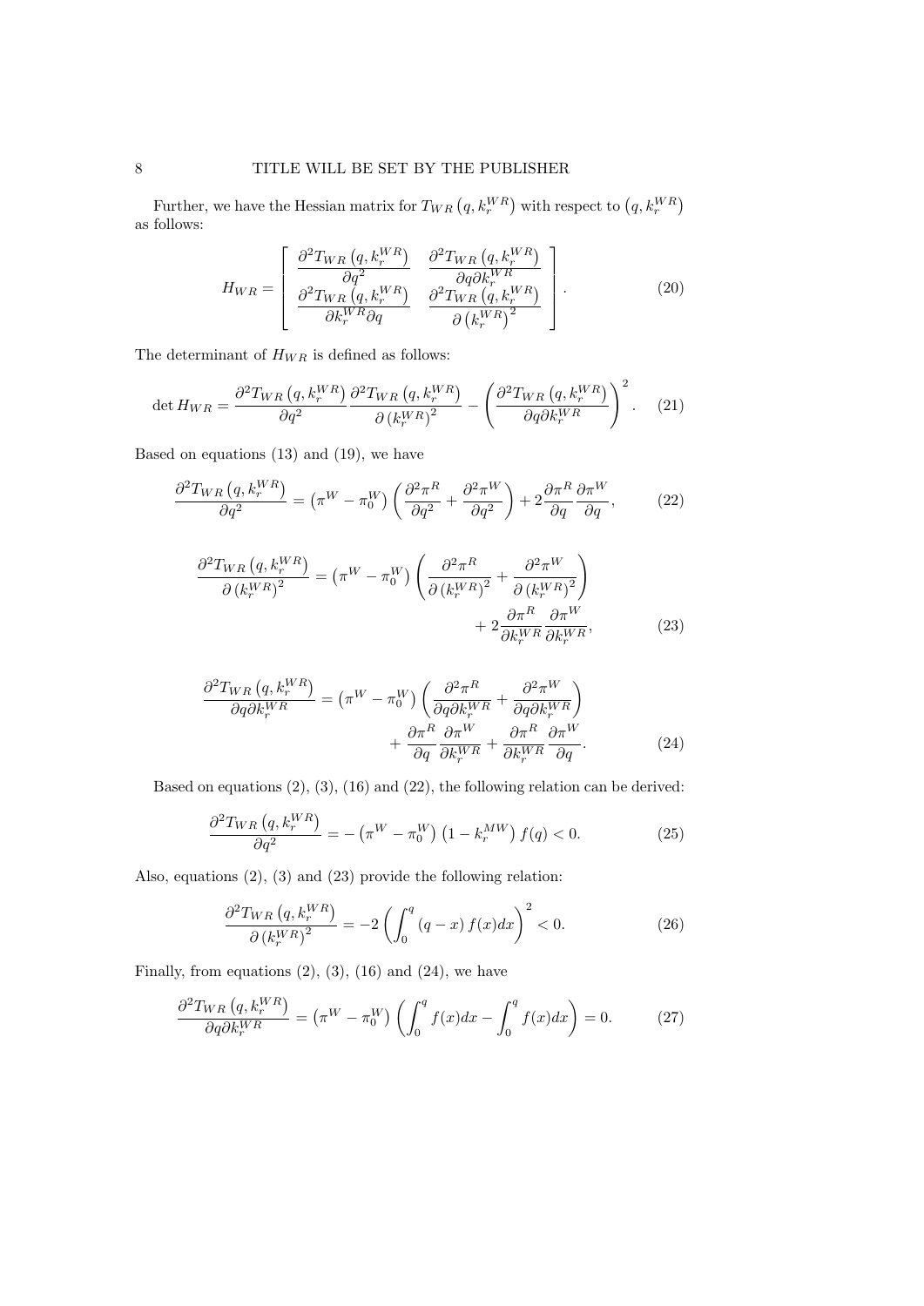Further, we have the Hessian matrix for $T_{WR}\left(q, k_r^{WR}\right)$ with respect to $\left(q, k_r^{WR}\right)$ as follows:

$$H_{WR} = \begin{bmatrix} \dfrac{\partial^2 T_{WR}\left(q, k_r^{WR}\right)}{\partial q^2} & \dfrac{\partial^2 T_{WR}\left(q, k_r^{WR}\right)}{\partial q \partial k_r^{WR}} \\ \dfrac{\partial^2 T_{WR}\left(q, k_r^{WR}\right)}{\partial k_r^{WR} \partial q} & \dfrac{\partial^2 T_{WR}\left(q, k_r^{WR}\right)}{\partial \left(k_r^{WR}\right)^2} \end{bmatrix}. \tag{20}$$

The determinant of $H_{WR}$ is defined as follows:

$$\det H_{WR} = \frac{\partial^2 T_{WR}\left(q, k_r^{WR}\right)}{\partial q^2} \frac{\partial^2 T_{WR}\left(q, k_r^{WR}\right)}{\partial \left(k_r^{WR}\right)^2} - \left(\frac{\partial^2 T_{WR}\left(q, k_r^{WR}\right)}{\partial q \partial k_r^{WR}}\right)^2. \tag{21}$$

Based on equations (13) and (19), we have

$$\frac{\partial^2 T_{WR}\left(q, k_r^{WR}\right)}{\partial q^2} = \left(\pi^W - \pi_0^W\right)\left(\frac{\partial^2 \pi^R}{\partial q^2} + \frac{\partial^2 \pi^W}{\partial q^2}\right) + 2\frac{\partial \pi^R}{\partial q}\frac{\partial \pi^W}{\partial q}, \tag{22}$$

$$\frac{\partial^2 T_{WR}\left(q, k_r^{WR}\right)}{\partial \left(k_r^{WR}\right)^2} = \left(\pi^W - \pi_0^W\right)\left(\frac{\partial^2 \pi^R}{\partial \left(k_r^{WR}\right)^2} + \frac{\partial^2 \pi^W}{\partial \left(k_r^{WR}\right)^2}\right) + 2\frac{\partial \pi^R}{\partial k_r^{WR}}\frac{\partial \pi^W}{\partial k_r^{WR}}, \tag{23}$$

$$\frac{\partial^2 T_{WR}\left(q, k_r^{WR}\right)}{\partial q \partial k_r^{WR}} = \left(\pi^W - \pi_0^W\right)\left(\frac{\partial^2 \pi^R}{\partial q \partial k_r^{WR}} + \frac{\partial^2 \pi^W}{\partial q \partial k_r^{WR}}\right) + \frac{\partial \pi^R}{\partial q}\frac{\partial \pi^W}{\partial k_r^{WR}} + \frac{\partial \pi^R}{\partial k_r^{WR}}\frac{\partial \pi^W}{\partial q}. \tag{24}$$

Based on equations (2), (3), (16) and (22), the following relation can be derived:

$$\frac{\partial^2 T_{WR}\left(q, k_r^{WR}\right)}{\partial q^2} = -\left(\pi^W - \pi_0^W\right)\left(1 - k_r^{MW}\right) f(q) < 0. \tag{25}$$

Also, equations (2), (3) and (23) provide the following relation:

$$\frac{\partial^2 T_{WR}\left(q, k_r^{WR}\right)}{\partial \left(k_r^{WR}\right)^2} = -2\left(\int_0^q (q - x) f(x) dx\right)^2 < 0. \tag{26}$$

Finally, from equations (2), (3), (16) and (24), we have

$$\frac{\partial^2 T_{WR}\left(q, k_r^{WR}\right)}{\partial q \partial k_r^{WR}} = \left(\pi^W - \pi_0^W\right)\left(\int_0^q f(x) dx - \int_0^q f(x) dx\right) = 0. \tag{27}$$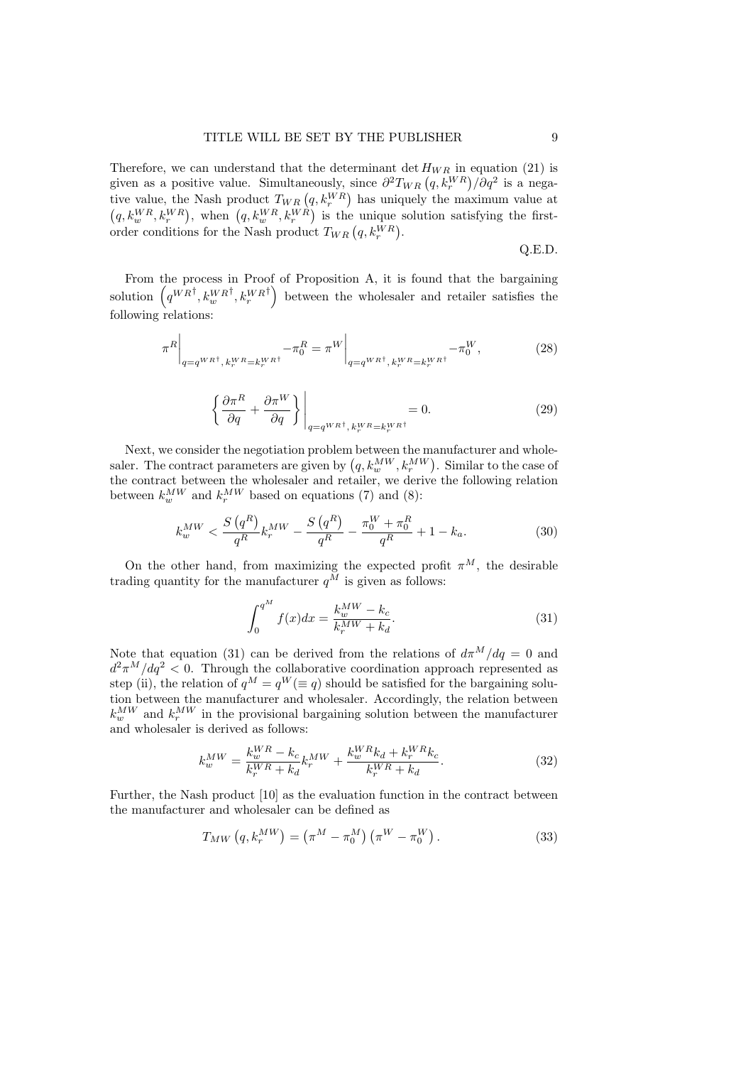Therefore, we can understand that the determinant $\det H_{WR}$ in equation (21) is given as a positive value. Simultaneously, since $\partial^2 T_{WR}\left(q, k_r^{WR}\right)/\partial q^2$ is a negative value, the Nash product $T_{WR}\left(q, k_r^{WR}\right)$ has uniquely the maximum value at $\left(q, k_w^{WR}, k_r^{WR}\right)$, when $\left(q, k_w^{WR}, k_r^{WR}\right)$ is the unique solution satisfying the first-order conditions for the Nash product $T_{WR}\left(q, k_r^{WR}\right)$.

Q.E.D.

From the process in Proof of Proposition A, it is found that the bargaining solution $\left(q^{WR^\dagger}, k_w^{WR^\dagger}, k_r^{WR^\dagger}\right)$ between the wholesaler and retailer satisfies the following relations:

$$\pi^R\Big|_{q=q^{WR^\dagger},\, k_r^{WR}=k_r^{WR^\dagger}} - \pi_0^R = \pi^W\Big|_{q=q^{WR^\dagger},\, k_r^{WR}=k_r^{WR^\dagger}} - \pi_0^W, \tag{28}$$

$$\left\{\frac{\partial \pi^R}{\partial q} + \frac{\partial \pi^W}{\partial q}\right\}\Bigg|_{q=q^{WR^\dagger},\, k_r^{WR}=k_r^{WR^\dagger}} = 0. \tag{29}$$

Next, we consider the negotiation problem between the manufacturer and wholesaler. The contract parameters are given by $\left(q, k_w^{MW}, k_r^{MW}\right)$. Similar to the case of the contract between the wholesaler and retailer, we derive the following relation between $k_w^{MW}$ and $k_r^{MW}$ based on equations (7) and (8):

$$k_w^{MW} < \frac{S\left(q^R\right)}{q^R} k_r^{MW} - \frac{S\left(q^R\right)}{q^R} - \frac{\pi_0^W + \pi_0^R}{q^R} + 1 - k_a. \tag{30}$$

On the other hand, from maximizing the expected profit $\pi^M$, the desirable trading quantity for the manufacturer $q^M$ is given as follows:

$$\int_0^{q^M} f(x)dx = \frac{k_w^{MW} - k_c}{k_r^{MW} + k_d}. \tag{31}$$

Note that equation (31) can be derived from the relations of $d\pi^M/dq = 0$ and $d^2\pi^M/dq^2 < 0$. Through the collaborative coordination approach represented as step (ii), the relation of $q^M = q^W (\equiv q)$ should be satisfied for the bargaining solution between the manufacturer and wholesaler. Accordingly, the relation between $k_w^{MW}$ and $k_r^{MW}$ in the provisional bargaining solution between the manufacturer and wholesaler is derived as follows:

$$k_w^{MW} = \frac{k_w^{WR} - k_c}{k_r^{WR} + k_d} k_r^{MW} + \frac{k_w^{WR} k_d + k_r^{WR} k_c}{k_r^{WR} + k_d}. \tag{32}$$

Further, the Nash product [10] as the evaluation function in the contract between the manufacturer and wholesaler can be defined as

$$T_{MW}\left(q, k_r^{MW}\right) = \left(\pi^M - \pi_0^M\right)\left(\pi^W - \pi_0^W\right). \tag{33}$$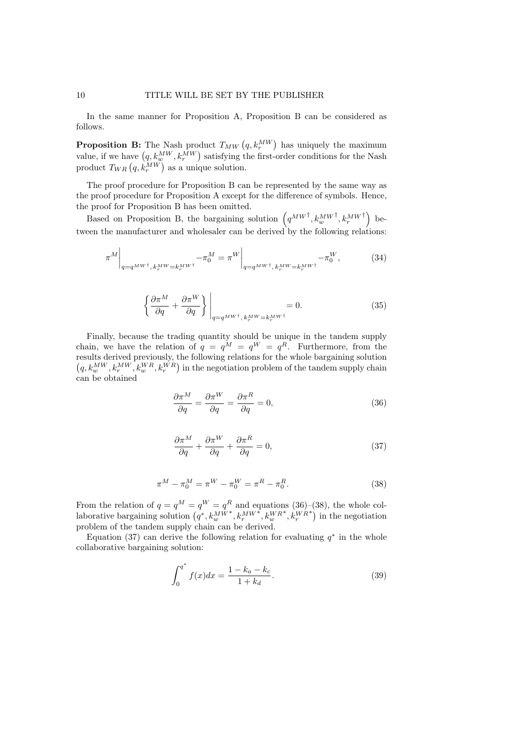In the same manner for Proposition A, Proposition B can be considered as follows.

**Proposition B:** The Nash product $T_{MW}\left(q, k_r^{MW}\right)$ has uniquely the maximum value, if we have $\left(q, k_w^{MW}, k_r^{MW}\right)$ satisfying the first-order conditions for the Nash product $T_{WR}\left(q, k_r^{MW}\right)$ as a unique solution.

The proof procedure for Proposition B can be represented by the same way as the proof procedure for Proposition A except for the difference of symbols. Hence, the proof for Proposition B has been omitted.

Based on Proposition B, the bargaining solution $\left(q^{MW\dagger}, k_w^{MW\dagger}, k_r^{MW\dagger}\right)$ between the manufacturer and wholesaler can be derived by the following relations:

$$\pi^M \Big|_{q=q^{MW\dagger},\, k_r^{MW}=k_r^{MW\dagger}} - \pi_0^M = \pi^W \Big|_{q=q^{MW\dagger},\, k_r^{MW}=k_r^{MW\dagger}} - \pi_0^W, \tag{34}$$

$$\left\{ \frac{\partial \pi^M}{\partial q} + \frac{\partial \pi^W}{\partial q} \right\} \Bigg|_{q=q^{MW\dagger},\, k_r^{MW}=k_r^{MW\dagger}} = 0. \tag{35}$$

Finally, because the trading quantity should be unique in the tandem supply chain, we have the relation of $q = q^M = q^W = q^R$. Furthermore, from the results derived previously, the following relations for the whole bargaining solution $\left(q, k_w^{MW}, k_r^{MW}, k_w^{WR}, k_r^{WR}\right)$ in the negotiation problem of the tandem supply chain can be obtained

$$\frac{\partial \pi^M}{\partial q} = \frac{\partial \pi^W}{\partial q} = \frac{\partial \pi^R}{\partial q} = 0, \tag{36}$$

$$\frac{\partial \pi^M}{\partial q} + \frac{\partial \pi^W}{\partial q} + \frac{\partial \pi^R}{\partial q} = 0, \tag{37}$$

$$\pi^M - \pi_0^M = \pi^W - \pi_0^W = \pi^R - \pi_0^R. \tag{38}$$

From the relation of $q = q^M = q^W = q^R$ and equations (36)–(38), the whole collaborative bargaining solution $\left(q^*, k_w^{MW*}, k_r^{MW*}, k_w^{WR*}, k_r^{WR*}\right)$ in the negotiation problem of the tandem supply chain can be derived.

Equation (37) can derive the following relation for evaluating $q^*$ in the whole collaborative bargaining solution:

$$\int_0^{q^*} f(x)dx = \frac{1 - k_a - k_c}{1 + k_d}. \tag{39}$$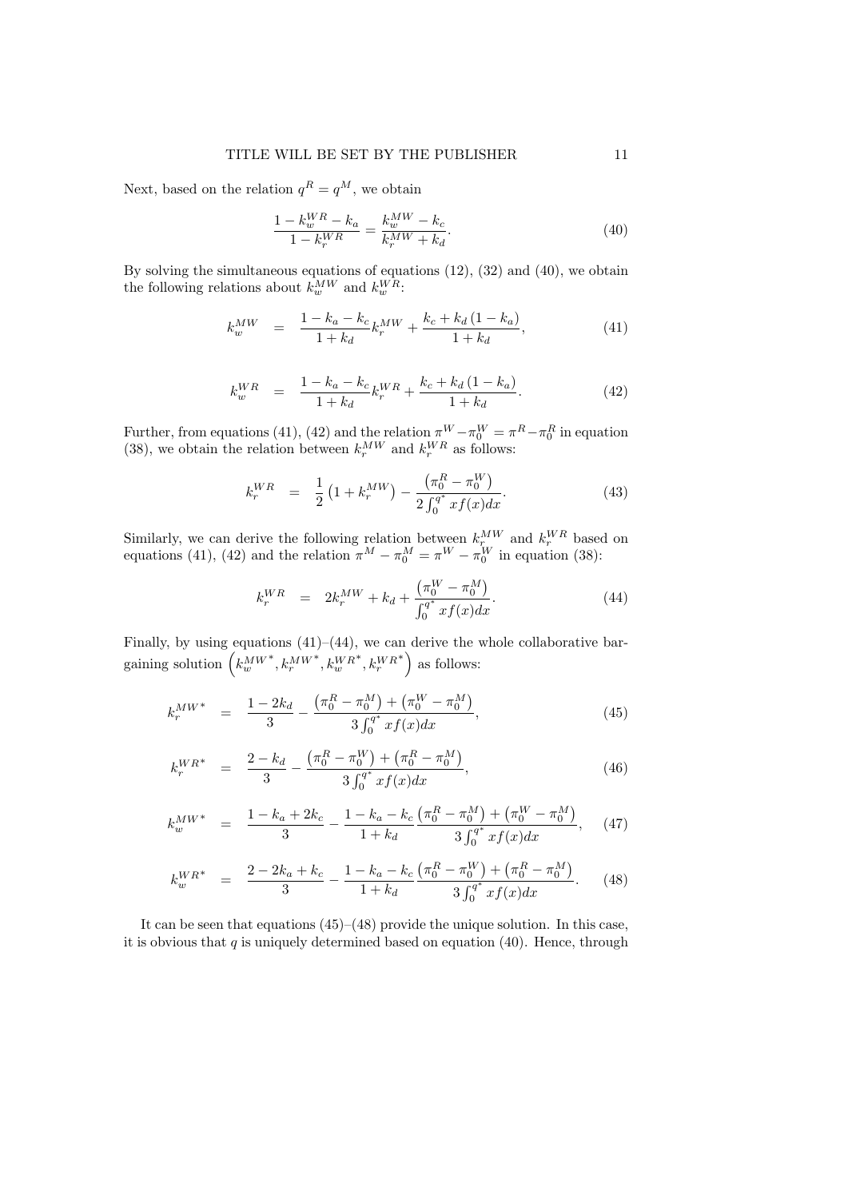Next, based on the relation $q^R = q^M$, we obtain

$$\frac{1 - k_w^{WR} - k_a}{1 - k_r^{WR}} = \frac{k_w^{MW} - k_c}{k_r^{MW} + k_d}. \tag{40}$$

By solving the simultaneous equations of equations (12), (32) and (40), we obtain the following relations about $k_w^{MW}$ and $k_w^{WR}$:

$$k_w^{MW} = \frac{1 - k_a - k_c}{1 + k_d} k_r^{MW} + \frac{k_c + k_d (1 - k_a)}{1 + k_d}, \tag{41}$$

$$k_w^{WR} = \frac{1 - k_a - k_c}{1 + k_d} k_r^{WR} + \frac{k_c + k_d (1 - k_a)}{1 + k_d}. \tag{42}$$

Further, from equations (41), (42) and the relation $\pi^W - \pi_0^W = \pi^R - \pi_0^R$ in equation (38), we obtain the relation between $k_r^{MW}$ and $k_r^{WR}$ as follows:

$$k_r^{WR} = \frac{1}{2}\left(1 + k_r^{MW}\right) - \frac{\left(\pi_0^R - \pi_0^W\right)}{2\int_0^{q^*} x f(x) dx}. \tag{43}$$

Similarly, we can derive the following relation between $k_r^{MW}$ and $k_r^{WR}$ based on equations (41), (42) and the relation $\pi^M - \pi_0^M = \pi^W - \pi_0^W$ in equation (38):

$$k_r^{WR} = 2k_r^{MW} + k_d + \frac{\left(\pi_0^W - \pi_0^M\right)}{\int_0^{q^*} x f(x) dx}. \tag{44}$$

Finally, by using equations (41)–(44), we can derive the whole collaborative bargaining solution $\left(k_w^{MW^*}, k_r^{MW^*}, k_w^{WR^*}, k_r^{WR^*}\right)$ as follows:

$$k_r^{MW^*} = \frac{1 - 2k_d}{3} - \frac{\left(\pi_0^R - \pi_0^M\right) + \left(\pi_0^W - \pi_0^M\right)}{3\int_0^{q^*} x f(x) dx}, \tag{45}$$

$$k_r^{WR^*} = \frac{2 - k_d}{3} - \frac{\left(\pi_0^R - \pi_0^W\right) + \left(\pi_0^R - \pi_0^M\right)}{3\int_0^{q^*} x f(x) dx}, \tag{46}$$

$$k_w^{MW^*} = \frac{1 - k_a + 2k_c}{3} - \frac{1 - k_a - k_c}{1 + k_d} \frac{\left(\pi_0^R - \pi_0^M\right) + \left(\pi_0^W - \pi_0^M\right)}{3\int_0^{q^*} x f(x) dx}, \tag{47}$$

$$k_w^{WR^*} = \frac{2 - 2k_a + k_c}{3} - \frac{1 - k_a - k_c}{1 + k_d} \frac{\left(\pi_0^R - \pi_0^W\right) + \left(\pi_0^R - \pi_0^M\right)}{3\int_0^{q^*} x f(x) dx}. \tag{48}$$

It can be seen that equations (45)–(48) provide the unique solution. In this case, it is obvious that $q$ is uniquely determined based on equation (40). Hence, through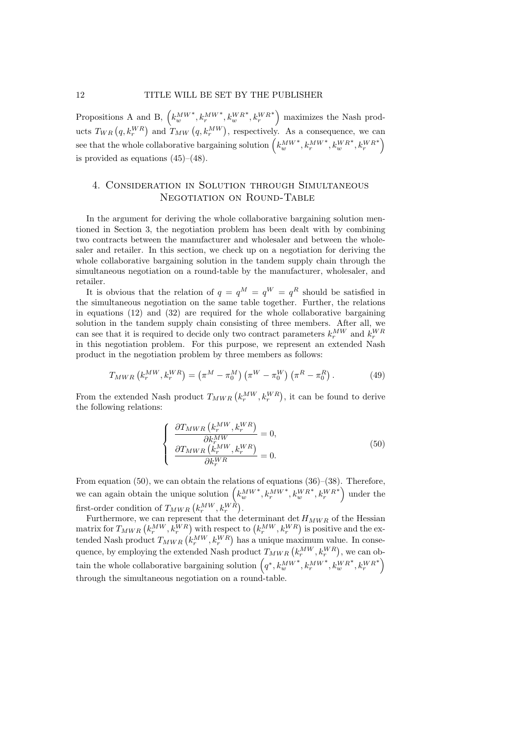Propositions A and B, $\left(k_w^{MW^*}, k_r^{MW^*}, k_w^{WR^*}, k_r^{WR^*}\right)$ maximizes the Nash products $T_{WR}\left(q, k_r^{WR}\right)$ and $T_{MW}\left(q, k_r^{MW}\right)$, respectively. As a consequence, we can see that the whole collaborative bargaining solution $\left(k_w^{MW^*}, k_r^{MW^*}, k_w^{WR^*}, k_r^{WR^*}\right)$ is provided as equations (45)–(48).

## 4. Consideration in Solution through Simultaneous Negotiation on Round-Table

In the argument for deriving the whole collaborative bargaining solution mentioned in Section 3, the negotiation problem has been dealt with by combining two contracts between the manufacturer and wholesaler and between the wholesaler and retailer. In this section, we check up on a negotiation for deriving the whole collaborative bargaining solution in the tandem supply chain through the simultaneous negotiation on a round-table by the manufacturer, wholesaler, and retailer.

It is obvious that the relation of $q = q^M = q^W = q^R$ should be satisfied in the simultaneous negotiation on the same table together. Further, the relations in equations (12) and (32) are required for the whole collaborative bargaining solution in the tandem supply chain consisting of three members. After all, we can see that it is required to decide only two contract parameters $k_r^{MW}$ and $k_r^{WR}$ in this negotiation problem. For this purpose, we represent an extended Nash product in the negotiation problem by three members as follows:

$$T_{MWR}\left(k_r^{MW}, k_r^{WR}\right) = \left(\pi^M - \pi_0^M\right)\left(\pi^W - \pi_0^W\right)\left(\pi^R - \pi_0^R\right). \tag{49}$$

From the extended Nash product $T_{MWR}\left(k_r^{MW}, k_r^{WR}\right)$, it can be found to derive the following relations:

$$\left\{\begin{array}{l} \dfrac{\partial T_{MWR}\left(k_r^{MW}, k_r^{WR}\right)}{\partial k_r^{MW}} = 0, \\ \dfrac{\partial T_{MWR}\left(k_r^{MW}, k_r^{WR}\right)}{\partial k_r^{WR}} = 0. \end{array}\right. \tag{50}$$

From equation (50), we can obtain the relations of equations (36)–(38). Therefore, we can again obtain the unique solution $\left(k_w^{MW^*}, k_r^{MW^*}, k_w^{WR^*}, k_r^{WR^*}\right)$ under the first-order condition of $T_{MWR}\left(k_r^{MW}, k_r^{WR}\right)$.

Furthermore, we can represent that the determinant $\det H_{MWR}$ of the Hessian matrix for $T_{MWR}\left(k_r^{MW}, k_r^{WR}\right)$ with respect to $\left(k_r^{MW}, k_r^{WR}\right)$ is positive and the extended Nash product $T_{MWR}\left(k_r^{MW}, k_r^{WR}\right)$ has a unique maximum value. In consequence, by employing the extended Nash product $T_{MWR}\left(k_r^{MW}, k_r^{WR}\right)$, we can obtain the whole collaborative bargaining solution $\left(q^*, k_w^{MW^*}, k_r^{MW^*}, k_w^{WR^*}, k_r^{WR^*}\right)$ through the simultaneous negotiation on a round-table.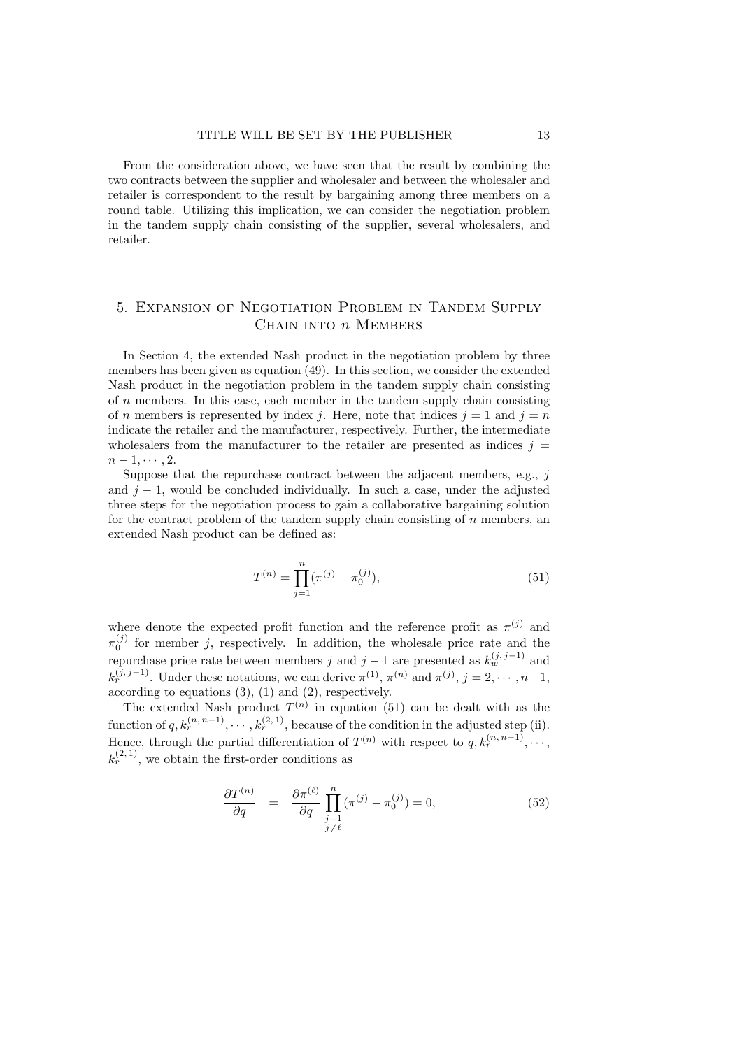From the consideration above, we have seen that the result by combining the two contracts between the supplier and wholesaler and between the wholesaler and retailer is correspondent to the result by bargaining among three members on a round table. Utilizing this implication, we can consider the negotiation problem in the tandem supply chain consisting of the supplier, several wholesalers, and retailer.

## 5. Expansion of Negotiation Problem in Tandem Supply Chain into $n$ Members

In Section 4, the extended Nash product in the negotiation problem by three members has been given as equation (49). In this section, we consider the extended Nash product in the negotiation problem in the tandem supply chain consisting of $n$ members. In this case, each member in the tandem supply chain consisting of $n$ members is represented by index $j$. Here, note that indices $j = 1$ and $j = n$ indicate the retailer and the manufacturer, respectively. Further, the intermediate wholesalers from the manufacturer to the retailer are presented as indices $j = n-1, \cdots, 2$.

Suppose that the repurchase contract between the adjacent members, e.g., $j$ and $j-1$, would be concluded individually. In such a case, under the adjusted three steps for the negotiation process to gain a collaborative bargaining solution for the contract problem of the tandem supply chain consisting of $n$ members, an extended Nash product can be defined as:

$$T^{(n)} = \prod_{j=1}^{n} (\pi^{(j)} - \pi_0^{(j)}), \tag{51}$$

where denote the expected profit function and the reference profit as $\pi^{(j)}$ and $\pi_0^{(j)}$ for member $j$, respectively. In addition, the wholesale price rate and the repurchase price rate between members $j$ and $j-1$ are presented as $k_w^{(j,\,j-1)}$ and $k_r^{(j,\,j-1)}$. Under these notations, we can derive $\pi^{(1)}$, $\pi^{(n)}$ and $\pi^{(j)}$, $j = 2, \cdots, n-1$, according to equations (3), (1) and (2), respectively.

The extended Nash product $T^{(n)}$ in equation (51) can be dealt with as the function of $q, k_r^{(n,\,n-1)}, \cdots, k_r^{(2,\,1)}$, because of the condition in the adjusted step (ii). Hence, through the partial differentiation of $T^{(n)}$ with respect to $q, k_r^{(n,\,n-1)}, \cdots, k_r^{(2,\,1)}$, we obtain the first-order conditions as

$$\frac{\partial T^{(n)}}{\partial q} = \frac{\partial \pi^{(\ell)}}{\partial q} \prod_{\substack{j=1 \\ j \neq \ell}}^{n} (\pi^{(j)} - \pi_0^{(j)}) = 0, \tag{52}$$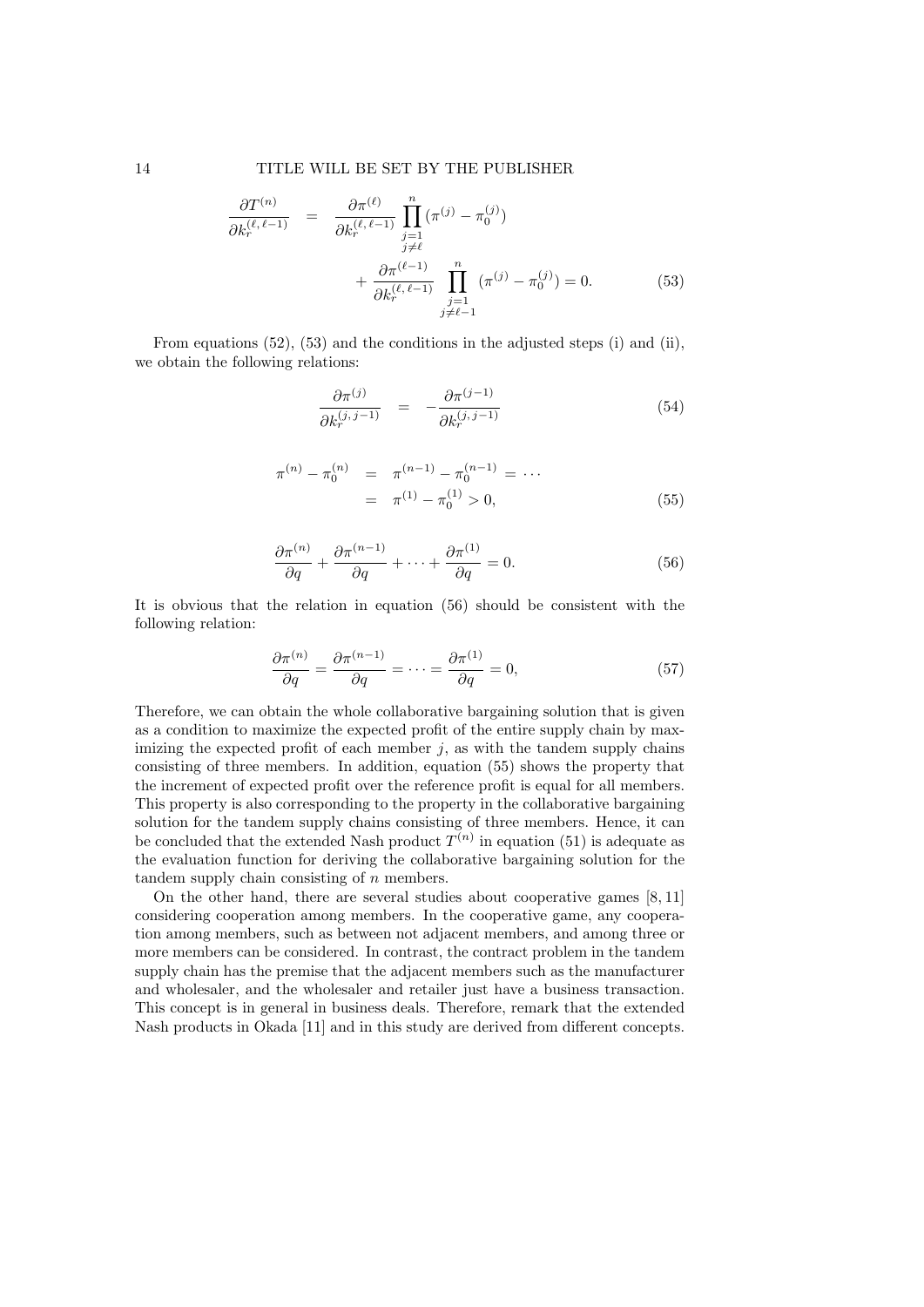$$\frac{\partial T^{(n)}}{\partial k_r^{(\ell,\,\ell-1)}} = \frac{\partial \pi^{(\ell)}}{\partial k_r^{(\ell,\,\ell-1)}} \prod_{\substack{j=1\\ j\neq \ell}}^{n} (\pi^{(j)} - \pi_0^{(j)}) + \frac{\partial \pi^{(\ell-1)}}{\partial k_r^{(\ell,\,\ell-1)}} \prod_{\substack{j=1\\ j\neq \ell-1}}^{n} (\pi^{(j)} - \pi_0^{(j)}) = 0. \tag{53}$$

From equations (52), (53) and the conditions in the adjusted steps (i) and (ii), we obtain the following relations:

$$\frac{\partial \pi^{(j)}}{\partial k_r^{(j,\,j-1)}} = -\frac{\partial \pi^{(j-1)}}{\partial k_r^{(j,\,j-1)}} \tag{54}$$

$$\pi^{(n)} - \pi_0^{(n)} = \pi^{(n-1)} - \pi_0^{(n-1)} = \cdots = \pi^{(1)} - \pi_0^{(1)} > 0, \tag{55}$$

$$\frac{\partial \pi^{(n)}}{\partial q} + \frac{\partial \pi^{(n-1)}}{\partial q} + \cdots + \frac{\partial \pi^{(1)}}{\partial q} = 0. \tag{56}$$

It is obvious that the relation in equation (56) should be consistent with the following relation:

$$\frac{\partial \pi^{(n)}}{\partial q} = \frac{\partial \pi^{(n-1)}}{\partial q} = \cdots = \frac{\partial \pi^{(1)}}{\partial q} = 0, \tag{57}$$

Therefore, we can obtain the whole collaborative bargaining solution that is given as a condition to maximize the expected profit of the entire supply chain by maximizing the expected profit of each member $j$, as with the tandem supply chains consisting of three members. In addition, equation (55) shows the property that the increment of expected profit over the reference profit is equal for all members. This property is also corresponding to the property in the collaborative bargaining solution for the tandem supply chains consisting of three members. Hence, it can be concluded that the extended Nash product $T^{(n)}$ in equation (51) is adequate as the evaluation function for deriving the collaborative bargaining solution for the tandem supply chain consisting of $n$ members.

On the other hand, there are several studies about cooperative games [8, 11] considering cooperation among members. In the cooperative game, any cooperation among members, such as between not adjacent members, and among three or more members can be considered. In contrast, the contract problem in the tandem supply chain has the premise that the adjacent members such as the manufacturer and wholesaler, and the wholesaler and retailer just have a business transaction. This concept is in general in business deals. Therefore, remark that the extended Nash products in Okada [11] and in this study are derived from different concepts.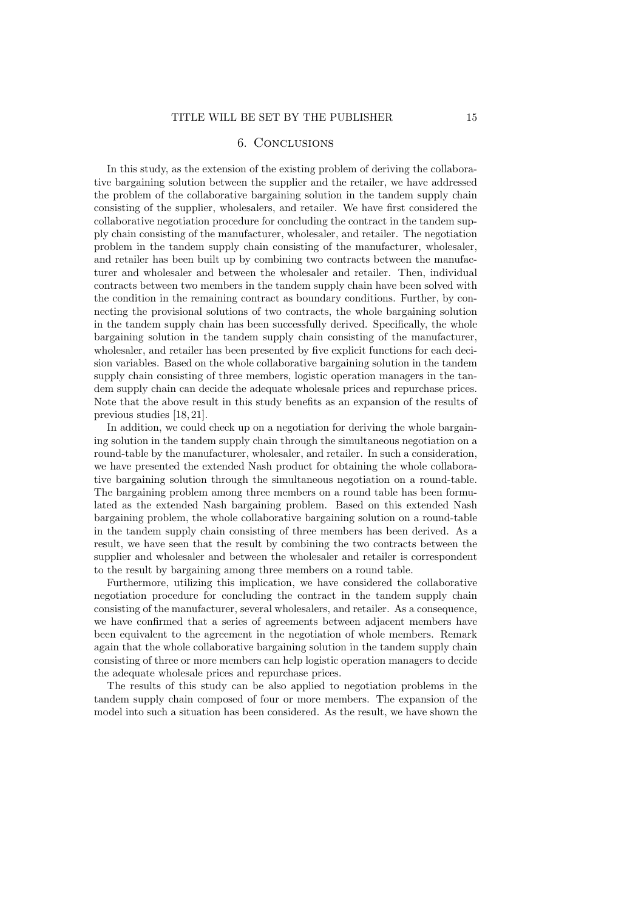## 6. Conclusions

In this study, as the extension of the existing problem of deriving the collaborative bargaining solution between the supplier and the retailer, we have addressed the problem of the collaborative bargaining solution in the tandem supply chain consisting of the supplier, wholesalers, and retailer. We have first considered the collaborative negotiation procedure for concluding the contract in the tandem supply chain consisting of the manufacturer, wholesaler, and retailer. The negotiation problem in the tandem supply chain consisting of the manufacturer, wholesaler, and retailer has been built up by combining two contracts between the manufacturer and wholesaler and between the wholesaler and retailer. Then, individual contracts between two members in the tandem supply chain have been solved with the condition in the remaining contract as boundary conditions. Further, by connecting the provisional solutions of two contracts, the whole bargaining solution in the tandem supply chain has been successfully derived. Specifically, the whole bargaining solution in the tandem supply chain consisting of the manufacturer, wholesaler, and retailer has been presented by five explicit functions for each decision variables. Based on the whole collaborative bargaining solution in the tandem supply chain consisting of three members, logistic operation managers in the tandem supply chain can decide the adequate wholesale prices and repurchase prices. Note that the above result in this study benefits as an expansion of the results of previous studies [18, 21].

In addition, we could check up on a negotiation for deriving the whole bargaining solution in the tandem supply chain through the simultaneous negotiation on a round-table by the manufacturer, wholesaler, and retailer. In such a consideration, we have presented the extended Nash product for obtaining the whole collaborative bargaining solution through the simultaneous negotiation on a round-table. The bargaining problem among three members on a round table has been formulated as the extended Nash bargaining problem. Based on this extended Nash bargaining problem, the whole collaborative bargaining solution on a round-table in the tandem supply chain consisting of three members has been derived. As a result, we have seen that the result by combining the two contracts between the supplier and wholesaler and between the wholesaler and retailer is correspondent to the result by bargaining among three members on a round table.

Furthermore, utilizing this implication, we have considered the collaborative negotiation procedure for concluding the contract in the tandem supply chain consisting of the manufacturer, several wholesalers, and retailer. As a consequence, we have confirmed that a series of agreements between adjacent members have been equivalent to the agreement in the negotiation of whole members. Remark again that the whole collaborative bargaining solution in the tandem supply chain consisting of three or more members can help logistic operation managers to decide the adequate wholesale prices and repurchase prices.

The results of this study can be also applied to negotiation problems in the tandem supply chain composed of four or more members. The expansion of the model into such a situation has been considered. As the result, we have shown the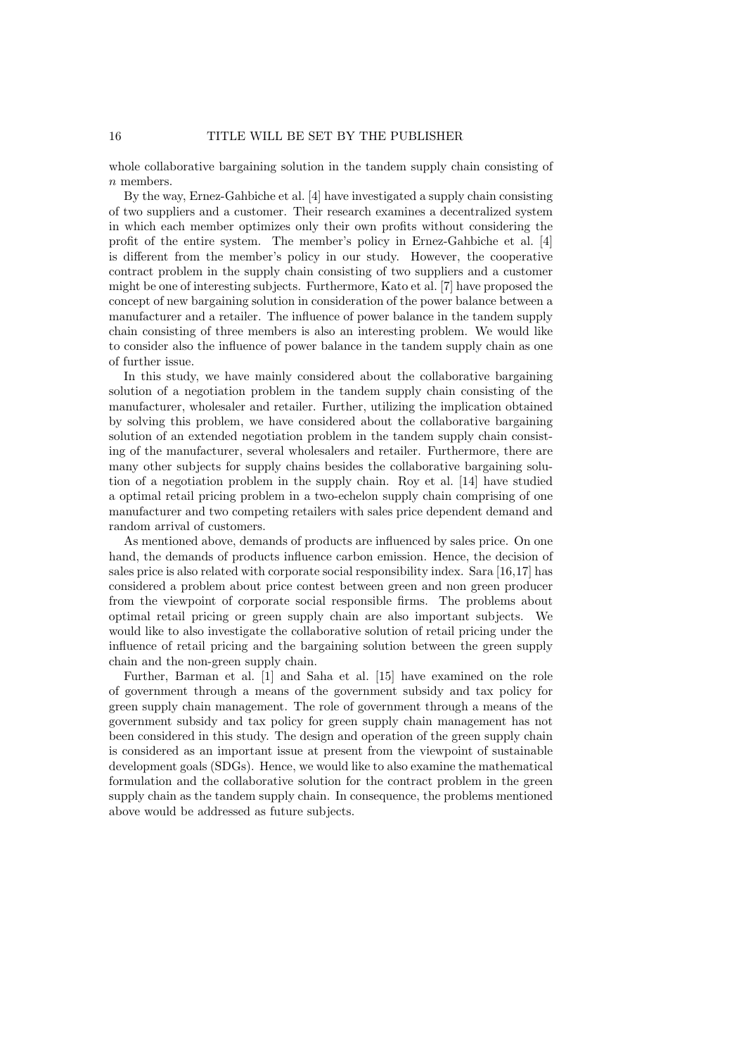whole collaborative bargaining solution in the tandem supply chain consisting of $n$ members.

By the way, Ernez-Gahbiche et al. [4] have investigated a supply chain consisting of two suppliers and a customer. Their research examines a decentralized system in which each member optimizes only their own profits without considering the profit of the entire system. The member's policy in Ernez-Gahbiche et al. [4] is different from the member's policy in our study. However, the cooperative contract problem in the supply chain consisting of two suppliers and a customer might be one of interesting subjects. Furthermore, Kato et al. [7] have proposed the concept of new bargaining solution in consideration of the power balance between a manufacturer and a retailer. The influence of power balance in the tandem supply chain consisting of three members is also an interesting problem. We would like to consider also the influence of power balance in the tandem supply chain as one of further issue.

In this study, we have mainly considered about the collaborative bargaining solution of a negotiation problem in the tandem supply chain consisting of the manufacturer, wholesaler and retailer. Further, utilizing the implication obtained by solving this problem, we have considered about the collaborative bargaining solution of an extended negotiation problem in the tandem supply chain consisting of the manufacturer, several wholesalers and retailer. Furthermore, there are many other subjects for supply chains besides the collaborative bargaining solution of a negotiation problem in the supply chain. Roy et al. [14] have studied a optimal retail pricing problem in a two-echelon supply chain comprising of one manufacturer and two competing retailers with sales price dependent demand and random arrival of customers.

As mentioned above, demands of products are influenced by sales price. On one hand, the demands of products influence carbon emission. Hence, the decision of sales price is also related with corporate social responsibility index. Sara [16,17] has considered a problem about price contest between green and non green producer from the viewpoint of corporate social responsible firms. The problems about optimal retail pricing or green supply chain are also important subjects. We would like to also investigate the collaborative solution of retail pricing under the influence of retail pricing and the bargaining solution between the green supply chain and the non-green supply chain.

Further, Barman et al. [1] and Saha et al. [15] have examined on the role of government through a means of the government subsidy and tax policy for green supply chain management. The role of government through a means of the government subsidy and tax policy for green supply chain management has not been considered in this study. The design and operation of the green supply chain is considered as an important issue at present from the viewpoint of sustainable development goals (SDGs). Hence, we would like to also examine the mathematical formulation and the collaborative solution for the contract problem in the green supply chain as the tandem supply chain. In consequence, the problems mentioned above would be addressed as future subjects.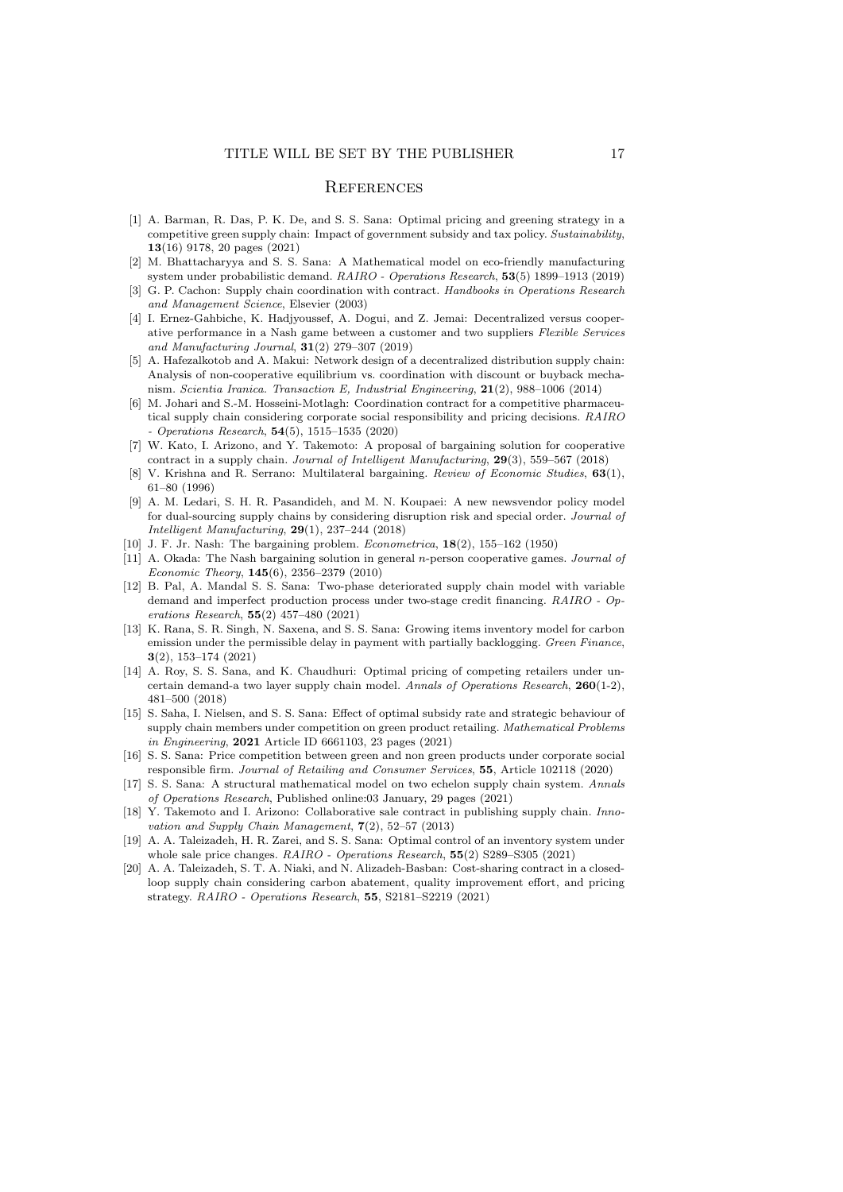## References

[1] A. Barman, R. Das, P. K. De, and S. S. Sana: Optimal pricing and greening strategy in a competitive green supply chain: Impact of government subsidy and tax policy. *Sustainability*, **13**(16) 9178, 20 pages (2021)

[2] M. Bhattacharyya and S. S. Sana: A Mathematical model on eco-friendly manufacturing system under probabilistic demand. *RAIRO - Operations Research*, **53**(5) 1899–1913 (2019)

[3] G. P. Cachon: Supply chain coordination with contract. *Handbooks in Operations Research and Management Science*, Elsevier (2003)

[4] I. Ernez-Gahbiche, K. Hadjyoussef, A. Dogui, and Z. Jemai: Decentralized versus cooperative performance in a Nash game between a customer and two suppliers *Flexible Services and Manufacturing Journal*, **31**(2) 279–307 (2019)

[5] A. Hafezalkotob and A. Makui: Network design of a decentralized distribution supply chain: Analysis of non-cooperative equilibrium vs. coordination with discount or buyback mechanism. *Scientia Iranica. Transaction E, Industrial Engineering*, **21**(2), 988–1006 (2014)

[6] M. Johari and S.-M. Hosseini-Motlagh: Coordination contract for a competitive pharmaceutical supply chain considering corporate social responsibility and pricing decisions. *RAIRO - Operations Research*, **54**(5), 1515–1535 (2020)

[7] W. Kato, I. Arizono, and Y. Takemoto: A proposal of bargaining solution for cooperative contract in a supply chain. *Journal of Intelligent Manufacturing*, **29**(3), 559–567 (2018)

[8] V. Krishna and R. Serrano: Multilateral bargaining. *Review of Economic Studies*, **63**(1), 61–80 (1996)

[9] A. M. Ledari, S. H. R. Pasandideh, and M. N. Koupaei: A new newsvendor policy model for dual-sourcing supply chains by considering disruption risk and special order. *Journal of Intelligent Manufacturing*, **29**(1), 237–244 (2018)

[10] J. F. Jr. Nash: The bargaining problem. *Econometrica*, **18**(2), 155–162 (1950)

[11] A. Okada: The Nash bargaining solution in general $n$-person cooperative games. *Journal of Economic Theory*, **145**(6), 2356–2379 (2010)

[12] B. Pal, A. Mandal S. S. Sana: Two-phase deteriorated supply chain model with variable demand and imperfect production process under two-stage credit financing. *RAIRO - Operations Research*, **55**(2) 457–480 (2021)

[13] K. Rana, S. R. Singh, N. Saxena, and S. S. Sana: Growing items inventory model for carbon emission under the permissible delay in payment with partially backlogging. *Green Finance*, **3**(2), 153–174 (2021)

[14] A. Roy, S. S. Sana, and K. Chaudhuri: Optimal pricing of competing retailers under uncertain demand-a two layer supply chain model. *Annals of Operations Research*, **260**(1-2), 481–500 (2018)

[15] S. Saha, I. Nielsen, and S. S. Sana: Effect of optimal subsidy rate and strategic behaviour of supply chain members under competition on green product retailing. *Mathematical Problems in Engineering*, **2021** Article ID 6661103, 23 pages (2021)

[16] S. S. Sana: Price competition between green and non green products under corporate social responsible firm. *Journal of Retailing and Consumer Services*, **55**, Article 102118 (2020)

[17] S. S. Sana: A structural mathematical model on two echelon supply chain system. *Annals of Operations Research*, Published online:03 January, 29 pages (2021)

[18] Y. Takemoto and I. Arizono: Collaborative sale contract in publishing supply chain. *Innovation and Supply Chain Management*, **7**(2), 52–57 (2013)

[19] A. A. Taleizadeh, H. R. Zarei, and S. S. Sana: Optimal control of an inventory system under whole sale price changes. *RAIRO - Operations Research*, **55**(2) S289–S305 (2021)

[20] A. A. Taleizadeh, S. T. A. Niaki, and N. Alizadeh-Basban: Cost-sharing contract in a closed-loop supply chain considering carbon abatement, quality improvement effort, and pricing strategy. *RAIRO - Operations Research*, **55**, S2181–S2219 (2021)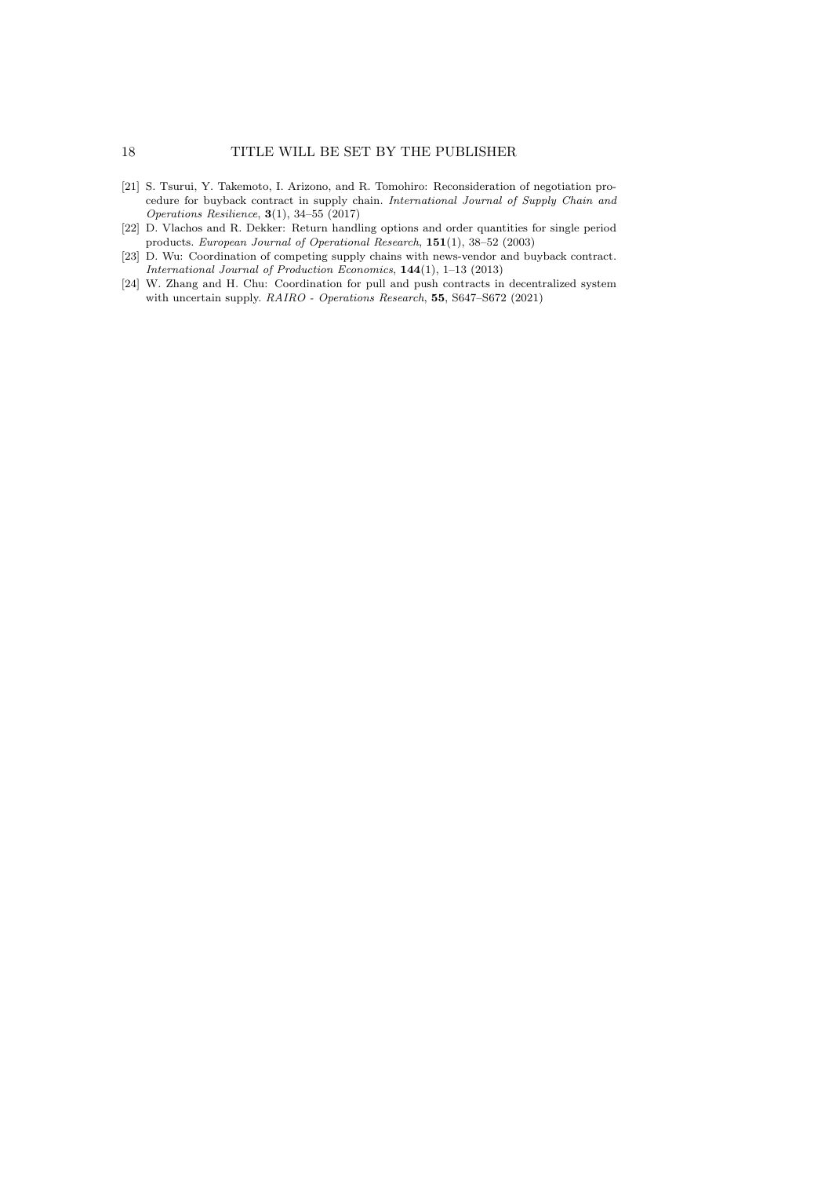[21] S. Tsurui, Y. Takemoto, I. Arizono, and R. Tomohiro: Reconsideration of negotiation procedure for buyback contract in supply chain. *International Journal of Supply Chain and Operations Resilience*, **3**(1), 34–55 (2017)

[22] D. Vlachos and R. Dekker: Return handling options and order quantities for single period products. *European Journal of Operational Research*, **151**(1), 38–52 (2003)

[23] D. Wu: Coordination of competing supply chains with news-vendor and buyback contract. *International Journal of Production Economics*, **144**(1), 1–13 (2013)

[24] W. Zhang and H. Chu: Coordination for pull and push contracts in decentralized system with uncertain supply. *RAIRO - Operations Research*, **55**, S647–S672 (2021)